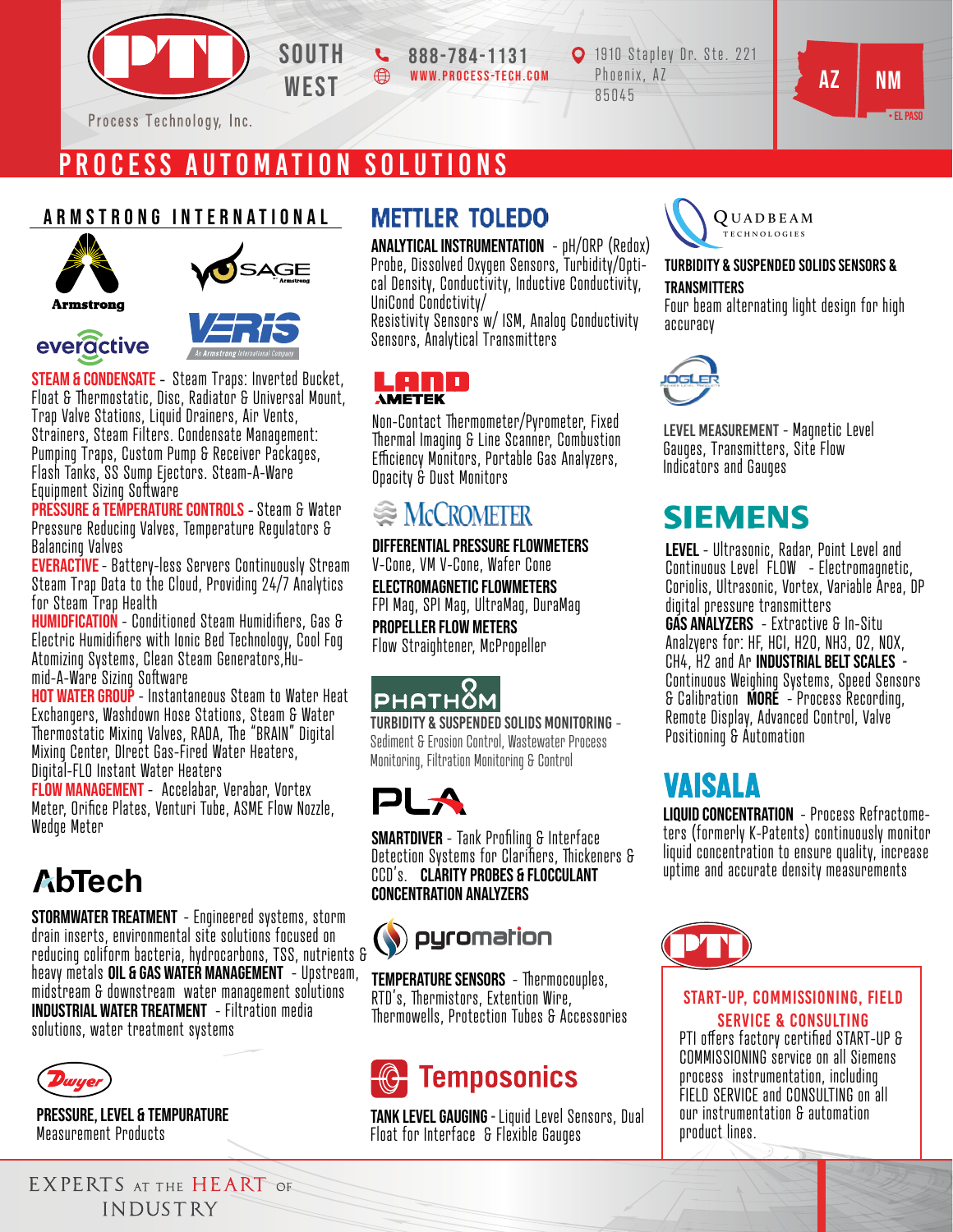# PTI — Process Technology, Inc.

SOUTH WEST

888-784-1131
WWW.PROCESS-TECH.COM

1910 Stapley Dr. Ste. 221
Phoenix, AZ
85045

AZ NM • EL PASO

## PROCESS AUTOMATION SOLUTIONS

### ARMSTRONG INTERNATIONAL

Armstrong · SAGE · everactive · VERIS (An Armstrong International Company)

**STEAM & CONDENSATE** - Steam Traps: Inverted Bucket, Float & Thermostatic, Disc, Radiator & Universal Mount, Trap Valve Stations, Liquid Drainers, Air Vents, Strainers, Steam Filters. Condensate Management: Pumping Traps, Custom Pump & Receiver Packages, Flash Tanks, SS Sump Ejectors. Steam-A-Ware Equipment Sizing Software

**PRESSURE & TEMPERATURE CONTROLS** - Steam & Water Pressure Reducing Valves, Temperature Regulators & Balancing Valves

**EVERACTIVE** - Battery-less Servers Continuously Stream Steam Trap Data to the Cloud, Providing 24/7 Analytics for Steam Trap Health

**HUMIDFICATION** - Conditioned Steam Humidifiers, Gas & Electric Humidifiers with Ionic Bed Technology, Cool Fog Atomizing Systems, Clean Steam Generators, Hu-mid-A-Ware Sizing Software

**HOT WATER GROUP** - Instantaneous Steam to Water Heat Exchangers, Washdown Hose Stations, Steam & Water Thermostatic Mixing Valves, RADA, The "BRAIN" Digital Mixing Center, DIrect Gas-Fired Water Heaters, Digital-FLO Instant Water Heaters

**FLOW MANAGEMENT** - Accelabar, Verabar, Vortex Meter, Orifice Plates, Venturi Tube, ASME Flow Nozzle, Wedge Meter

### AbTech

**STORMWATER TREATMENT** - Engineered systems, storm drain inserts, environmental site solutions focused on reducing coliform bacteria, hydrocarbons, TSS, nutrients & heavy metals **OIL & GAS WATER MANAGEMENT** - Upstream, midstream & downstream water management solutions **INDUSTRIAL WATER TREATMENT** - Filtration media solutions, water treatment systems

### Dwyer

**PRESSURE, LEVEL & TEMPURATURE**
Measurement Products

### METTLER TOLEDO

**ANALYTICAL INSTRUMENTATION** - pH/ORP (Redox) Probe, Dissolved Oxygen Sensors, Turbidity/Optical Density, Conductivity, Inductive Conductivity, UniCond Condctivity/ Resistivity Sensors w/ ISM, Analog Conductivity Sensors, Analytical Transmitters

### LAND AMETEK

Non-Contact Thermometer/Pyrometer, Fixed Thermal Imaging & Line Scanner, Combustion Efficiency Monitors, Portable Gas Analyzers, Opacity & Dust Monitors

### McCROMETER

**DIFFERENTIAL PRESSURE FLOWMETERS**
V-Cone, VM V-Cone, Wafer Cone
**ELECTROMAGNETIC FLOWMETERS**
FPI Mag, SPI Mag, UltraMag, DuraMag
**PROPELLER FLOW METERS**
Flow Straightener, McPropeller

### PHATHOM

**TURBIDITY & SUSPENDED SOLIDS MONITORING** - Sediment & Erosion Control, Wastewater Process Monitoring, Filtration Monitoring & Control

### PLA

**SMARTDIVER** - Tank Profiling & Interface Detection Systems for Clarifiers, Thickeners & CCD's. **CLARITY PROBES & FLOCCULANT CONCENTRATION ANALYZERS**

### pyromation

**TEMPERATURE SENSORS** - Thermocouples, RTD's, Thermistors, Extention Wire, Thermowells, Protection Tubes & Accessories

### Temposonics

**TANK LEVEL GAUGING** - Liquid Level Sensors, Dual Float for Interface & Flexible Gauges

### QUADBEAM TECHNOLOGIES

**TURBIDITY & SUSPENDED SOLIDS SENSORS & TRANSMITTERS**
Four beam alternating light design for high accuracy

### JOGLER

**LEVEL MEASUREMENT** - Magnetic Level Gauges, Transmitters, Site Flow Indicators and Gauges

### SIEMENS

**LEVEL** - Ultrasonic, Radar, Point Level and Continuous Level **FLOW** - Electromagnetic, Coriolis, Ultrasonic, Vortex, Variable Area, DP digital pressure transmitters
**GAS ANALYZERS** - Extractive & In-Situ Analzyers for: HF, HCl, H2O, NH3, O2, NOX, CH4, H2 and Ar **INDUSTRIAL BELT SCALES** - Continuous Weighing Systems, Speed Sensors & Calibration **MORE** - Process Recording, Remote Display, Advanced Control, Valve Positioning & Automation

### VAISALA

**LIQUID CONCENTRATION** - Process Refractometers (formerly K-Patents) continuously monitor liquid concentration to ensure quality, increase uptime and accurate density measurements

### PTI

**START-UP, COMMISSIONING, FIELD SERVICE & CONSULTING**
PTI offers factory certified START-UP & COMMISSIONING service on all Siemens process instrumentation, including FIELD SERVICE and CONSULTING on all our instrumentation & automation product lines.

EXPERTS AT THE HEART OF INDUSTRY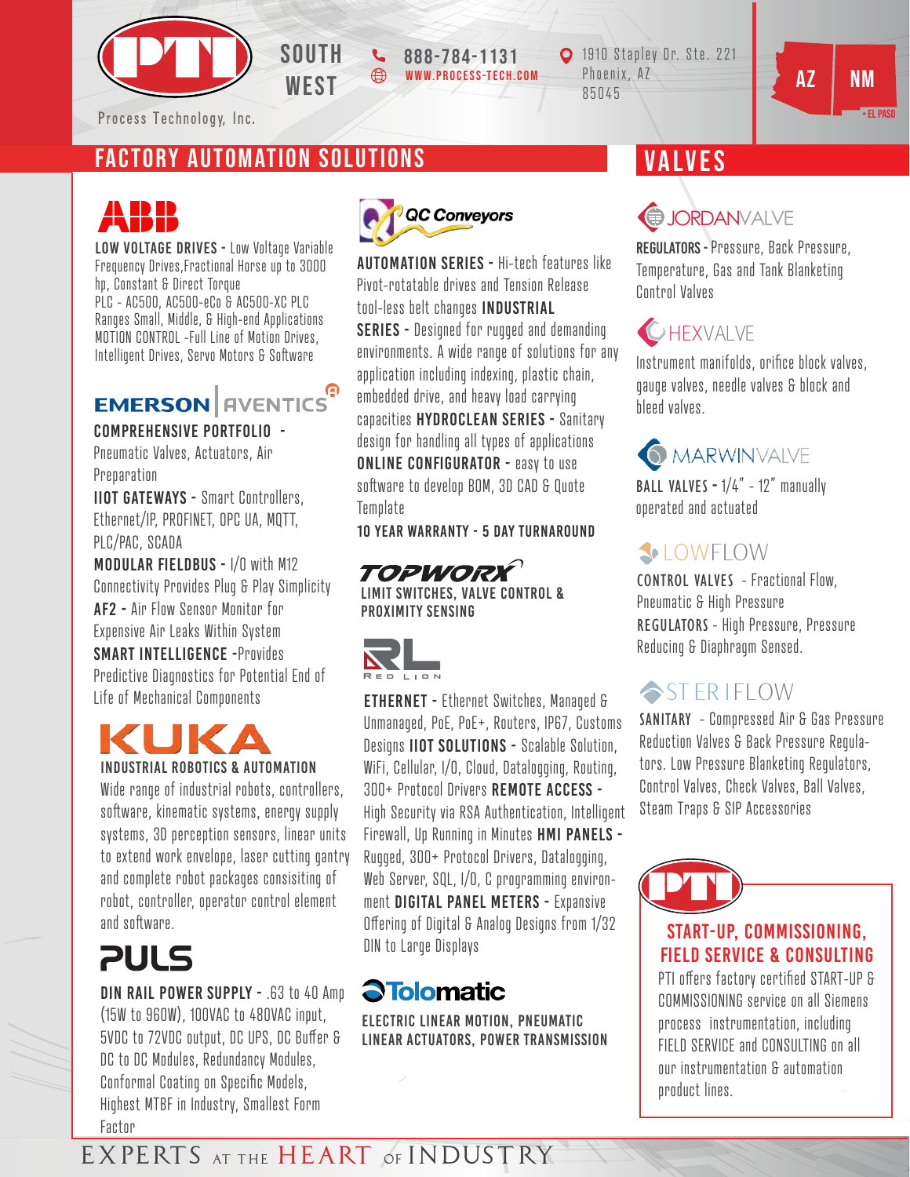PTI

SOUTH WEST

888-784-1131
WWW.PROCESS-TECH.COM

1910 Stapley Dr. Ste. 221
Phoenix, AZ
85045

AZ NM • EL PASO

Process Technology, Inc.

## FACTORY AUTOMATION SOLUTIONS

### ABB

**LOW VOLTAGE DRIVES -** Low Voltage Variable Frequency Drives,Fractional Horse up to 3000 hp, Constant & Direct Torque
PLC - AC500, AC500-eCo & AC500-XC PLC Ranges Small, Middle, & High-end Applications
MOTION CONTROL -Full Line of Motion Drives, Intelligent Drives, Servo Motors & Software

### EMERSON | AVENTICS

**COMPREHENSIVE PORTFOLIO -** Pneumatic Valves, Actuators, Air Preparation
**IIOT GATEWAYS -** Smart Controllers, Ethernet/IP, PROFINET, OPC UA, MQTT, PLC/PAC, SCADA
**MODULAR FIELDBUS -** I/O with M12 Connectivity Provides Plug & Play Simplicity
**AF2 -** Air Flow Sensor Monitor for Expensive Air Leaks Within System
**SMART INTELLIGENCE -**Provides Predictive Diagnostics for Potential End of Life of Mechanical Components

### KUKA

**INDUSTRIAL ROBOTICS & AUTOMATION**
Wide range of industrial robots, controllers, software, kinematic systems, energy supply systems, 3D perception sensors, linear units to extend work envelope, laser cutting gantry and complete robot packages consisiting of robot, controller, operator control element and software.

### PULS

**DIN RAIL POWER SUPPLY -** .63 to 40 Amp (15W to 960W), 100VAC to 480VAC input, 5VDC to 72VDC output, DC UPS, DC Buffer & DC to DC Modules, Redundancy Modules, Conformal Coating on Specific Models, Highest MTBF in Industry, Smallest Form Factor

### QC Conveyors

**AUTOMATION SERIES -** Hi-tech features like Pivot-rotatable drives and Tension Release tool-less belt changes **INDUSTRIAL SERIES -** Designed for rugged and demanding environments. A wide range of solutions for any application including indexing, plastic chain, embedded drive, and heavy load carrying capacities **HYDROCLEAN SERIES -** Sanitary design for handling all types of applications **ONLINE CONFIGURATOR -** easy to use software to develop BOM, 3D CAD & Quote Template
**10 YEAR WARRANTY - 5 DAY TURNAROUND**

### TOPWORX

**LIMIT SWITCHES, VALVE CONTROL & PROXIMITY SENSING**

### RED LION

**ETHERNET -** Ethernet Switches, Managed & Unmanaged, PoE, PoE+, Routers, IP67, Customs Designs **IIOT SOLUTIONS -** Scalable Solution, WiFi, Cellular, I/O, Cloud, Datalogging, Routing, 300+ Protocol Drivers **REMOTE ACCESS -** High Security via RSA Authentication, Intelligent Firewall, Up Running in Minutes **HMI PANELS -** Rugged, 300+ Protocol Drivers, Datalogging, Web Server, SQL, I/O, C programming environment **DIGITAL PANEL METERS -** Expansive Offering of Digital & Analog Designs from 1/32 DIN to Large Displays

### Tolomatic

**ELECTRIC LINEAR MOTION, PNEUMATIC LINEAR ACTUATORS, POWER TRANSMISSION**

## VALVES

### JORDANVALVE

**REGULATORS -** Pressure, Back Pressure, Temperature, Gas and Tank Blanketing Control Valves

### HEXVALVE

Instrument manifolds, orifice block valves, gauge valves, needle valves & block and bleed valves.

### MARWINVALVE

**BALL VALVES -** 1/4" - 12" manually operated and actuated

### LOWFLOW

**CONTROL VALVES** - Fractional Flow, Pneumatic & High Pressure
**REGULATORS** - High Pressure, Pressure Reducing & Diaphragm Sensed.

### STERIFLOW

**SANITARY** - Compressed Air & Gas Pressure Reduction Valves & Back Pressure Regulators. Low Pressure Blanketing Regulators, Control Valves, Check Valves, Ball Valves, Steam Traps & SIP Accessories

### START-UP, COMMISSIONING, FIELD SERVICE & CONSULTING

PTI offers factory certified START-UP & COMMISSIONING service on all Siemens process instrumentation, including FIELD SERVICE and CONSULTING on all our instrumentation & automation product lines.

EXPERTS AT THE HEART OF INDUSTRY